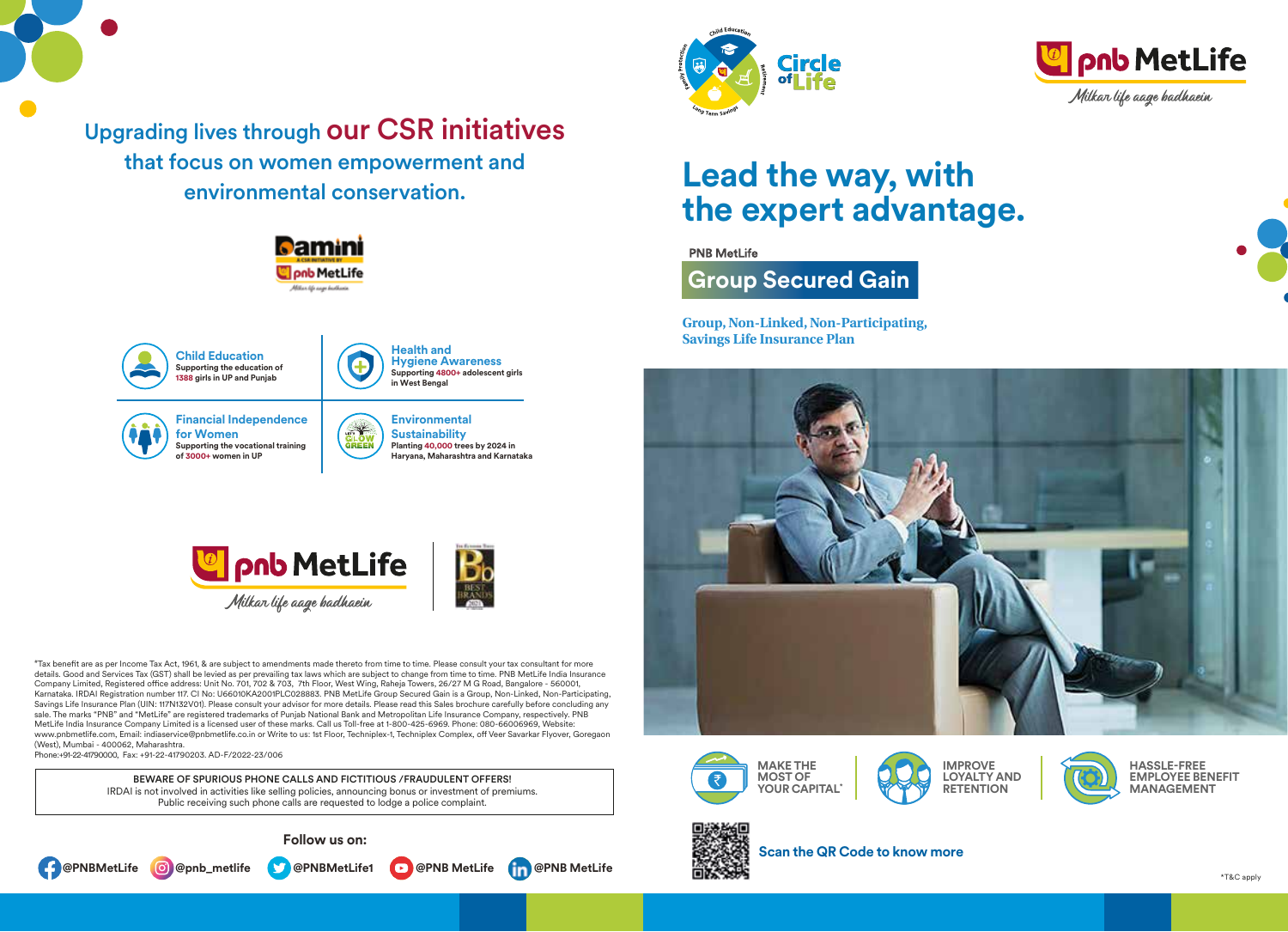## Upgrading lives through our CSR initiatives that focus on women empowerment and environmental conservation.

Damini
A CSR INITIATIVE BY
pnb MetLife
Milkar life aage badhaein

**Child Education**
Supporting the education of 1388 girls in UP and Punjab

**Health and Hygiene Awareness**
Supporting 4800+ adolescent girls in West Bengal

**Financial Independence for Women**
Supporting the vocational training of 3000+ women in UP

**Environmental Sustainability**
Planting 40,000 trees by 2024 in Haryana, Maharashtra and Karnataka

pnb MetLife
Milkar life aage badhaein

*Tax benefit are as per Income Tax Act, 1961, & are subject to amendments made thereto from time to time. Please consult your tax consultant for more details. Good and Services Tax (GST) shall be levied as per prevailing tax laws which are subject to change from time to time. PNB MetLife India Insurance Company Limited, Registered office address: Unit No. 701, 702 & 703, 7th Floor, West Wing, Raheja Towers, 26/27 M G Road, Bangalore - 560001, Karnataka. IRDAI Registration number 117. CI No: U66010KA2001PLC028883. PNB MetLife Group Secured Gain is a Group, Non-Linked, Non-Participating, Savings Life Insurance Plan (UIN: 117N132V01). Please consult your advisor for more details. Please read this Sales brochure carefully before concluding any sale. The marks "PNB" and "MetLife" are registered trademarks of Punjab National Bank and Metropolitan Life Insurance Company, respectively. PNB MetLife India Insurance Company Limited is a licensed user of these marks. Call us Toll-free at 1-800-425-6969. Phone: 080-66006969, Website: www.pnbmetlife.com, Email: indiaservice@pnbmetlife.co.in or Write to us: 1st Floor, Techniplex-1, Techniplex Complex, off Veer Savarkar Flyover, Goregaon (West), Mumbai - 400062, Maharashtra.
Phone:+91-22-41790000, Fax: +91-22-41790203. AD-F/2022-23/006

**BEWARE OF SPURIOUS PHONE CALLS AND FICTITIOUS /FRAUDULENT OFFERS!**
IRDAI is not involved in activities like selling policies, announcing bonus or investment of premiums. Public receiving such phone calls are requested to lodge a police complaint.

**Follow us on:**

@PNBMetLife @pnb_metlife @PNBMetLife1 @PNB MetLife @PNB MetLife

Circle of Life (Child Education, Retirement, Long Term Savings, Family Protection)

pnb MetLife
Milkar life aage badhaein

# Lead the way, with the expert advantage.

PNB MetLife

## Group Secured Gain

**Group, Non-Linked, Non-Participating, Savings Life Insurance Plan**

MAKE THE MOST OF YOUR CAPITAL*

IMPROVE LOYALTY AND RETENTION

HASSLE-FREE EMPLOYEE BENEFIT MANAGEMENT

Scan the QR Code to know more

*T&C apply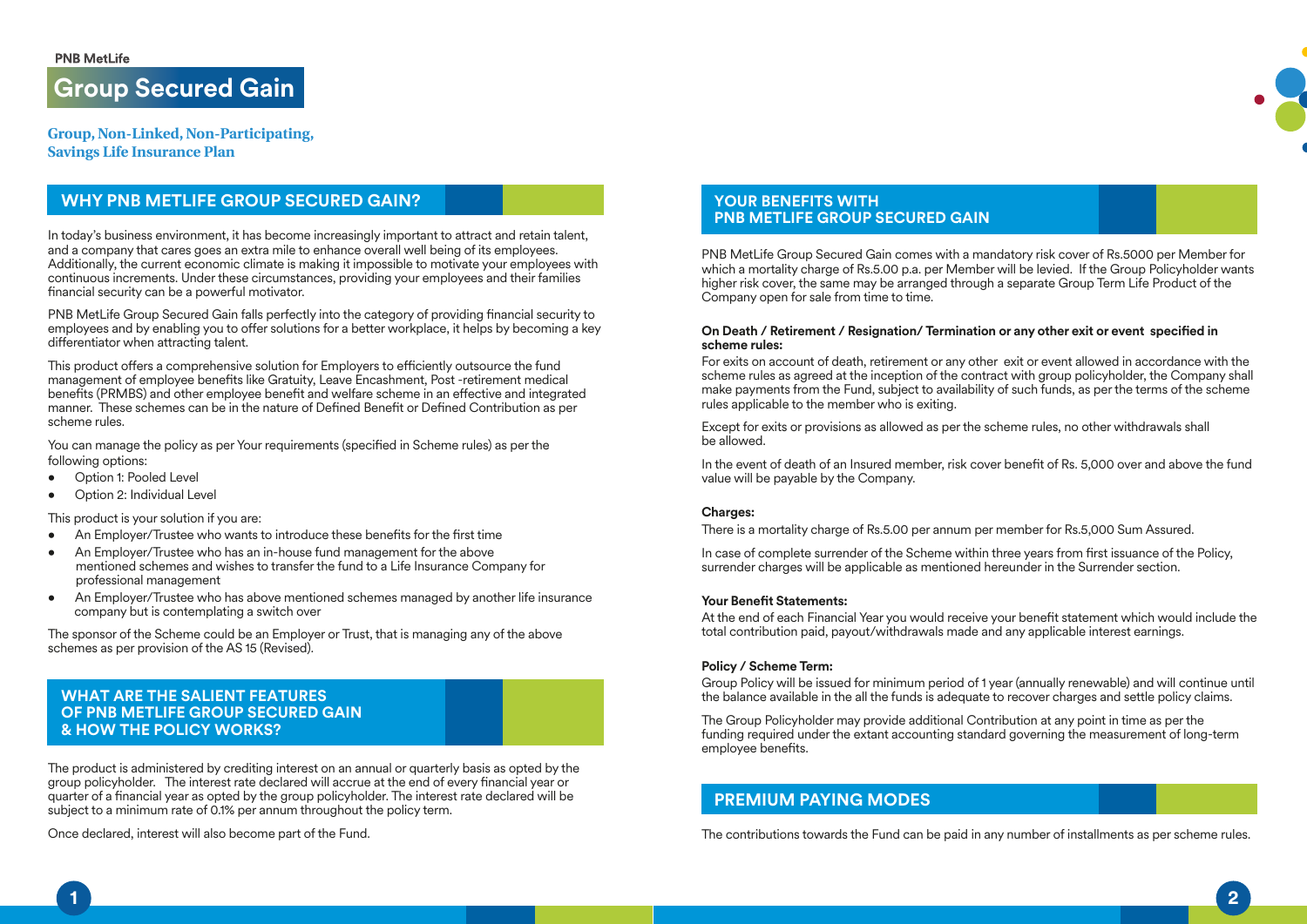PNB MetLife

# Group Secured Gain

**Group, Non-Linked, Non-Participating, Savings Life Insurance Plan**

## WHY PNB METLIFE GROUP SECURED GAIN?

In today's business environment, it has become increasingly important to attract and retain talent, and a company that cares goes an extra mile to enhance overall well being of its employees. Additionally, the current economic climate is making it impossible to motivate your employees with continuous increments. Under these circumstances, providing your employees and their families financial security can be a powerful motivator.

PNB MetLife Group Secured Gain falls perfectly into the category of providing financial security to employees and by enabling you to offer solutions for a better workplace, it helps by becoming a key differentiator when attracting talent.

This product offers a comprehensive solution for Employers to efficiently outsource the fund management of employee benefits like Gratuity, Leave Encashment, Post -retirement medical benefits (PRMBS) and other employee benefit and welfare scheme in an effective and integrated manner. These schemes can be in the nature of Defined Benefit or Defined Contribution as per scheme rules.

You can manage the policy as per Your requirements (specified in Scheme rules) as per the following options:

- Option 1: Pooled Level
- Option 2: Individual Level

This product is your solution if you are:

- An Employer/Trustee who wants to introduce these benefits for the first time
- An Employer/Trustee who has an in-house fund management for the above mentioned schemes and wishes to transfer the fund to a Life Insurance Company for professional management
- An Employer/Trustee who has above mentioned schemes managed by another life insurance company but is contemplating a switch over

The sponsor of the Scheme could be an Employer or Trust, that is managing any of the above schemes as per provision of the AS 15 (Revised).

## WHAT ARE THE SALIENT FEATURES OF PNB METLIFE GROUP SECURED GAIN & HOW THE POLICY WORKS?

The product is administered by crediting interest on an annual or quarterly basis as opted by the group policyholder. The interest rate declared will accrue at the end of every financial year or quarter of a financial year as opted by the group policyholder. The interest rate declared will be subject to a minimum rate of 0.1% per annum throughout the policy term.

Once declared, interest will also become part of the Fund.

## YOUR BENEFITS WITH PNB METLIFE GROUP SECURED GAIN

PNB MetLife Group Secured Gain comes with a mandatory risk cover of Rs.5000 per Member for which a mortality charge of Rs.5.00 p.a. per Member will be levied. If the Group Policyholder wants higher risk cover, the same may be arranged through a separate Group Term Life Product of the Company open for sale from time to time.

**On Death / Retirement / Resignation/ Termination or any other exit or event specified in scheme rules:**

For exits on account of death, retirement or any other exit or event allowed in accordance with the scheme rules as agreed at the inception of the contract with group policyholder, the Company shall make payments from the Fund, subject to availability of such funds, as per the terms of the scheme rules applicable to the member who is exiting.

Except for exits or provisions as allowed as per the scheme rules, no other withdrawals shall be allowed.

In the event of death of an Insured member, risk cover benefit of Rs. 5,000 over and above the fund value will be payable by the Company.

**Charges:**

There is a mortality charge of Rs.5.00 per annum per member for Rs.5,000 Sum Assured.

In case of complete surrender of the Scheme within three years from first issuance of the Policy, surrender charges will be applicable as mentioned hereunder in the Surrender section.

**Your Benefit Statements:**

At the end of each Financial Year you would receive your benefit statement which would include the total contribution paid, payout/withdrawals made and any applicable interest earnings.

**Policy / Scheme Term:**

Group Policy will be issued for minimum period of 1 year (annually renewable) and will continue until the balance available in the all the funds is adequate to recover charges and settle policy claims.

The Group Policyholder may provide additional Contribution at any point in time as per the funding required under the extant accounting standard governing the measurement of long-term employee benefits.

## PREMIUM PAYING MODES

The contributions towards the Fund can be paid in any number of installments as per scheme rules.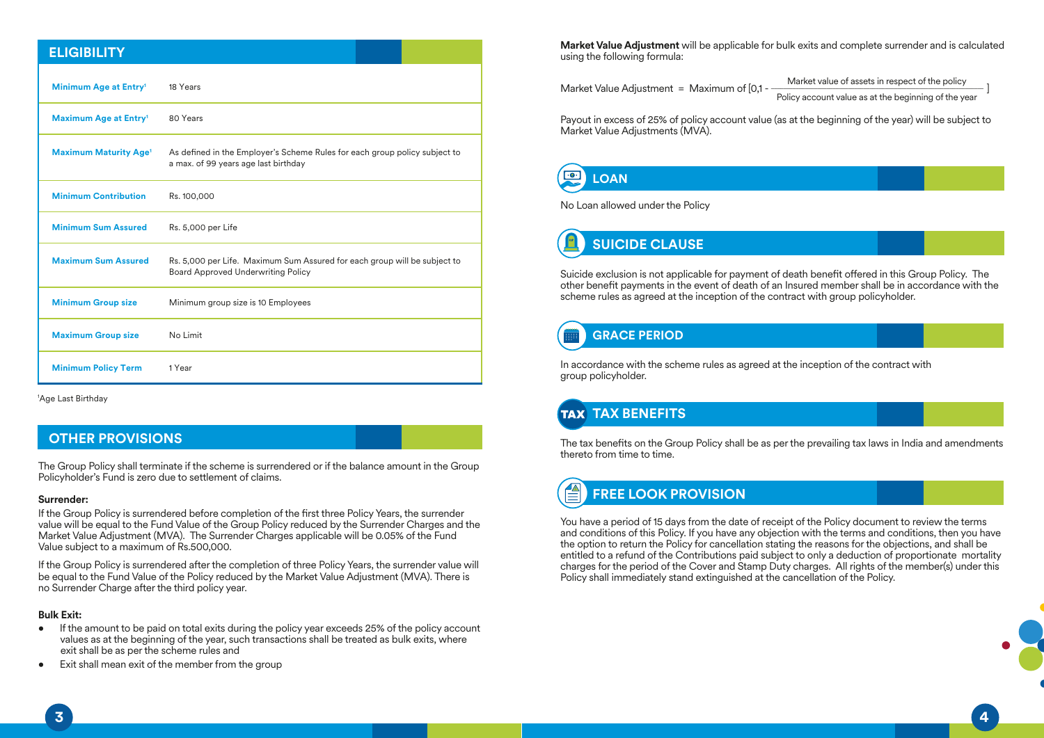## ELIGIBILITY

| | |
|---|---|
| **Minimum Age at Entry**[1] | 18 Years |
| **Maximum Age at Entry**[1] | 80 Years |
| **Maximum Maturity Age**[1] | As defined in the Employer's Scheme Rules for each group policy subject to a max. of 99 years age last birthday |
| **Minimum Contribution** | Rs. 100,000 |
| **Minimum Sum Assured** | Rs. 5,000 per Life |
| **Maximum Sum Assured** | Rs. 5,000 per Life. Maximum Sum Assured for each group will be subject to Board Approved Underwriting Policy |
| **Minimum Group size** | Minimum group size is 10 Employees |
| **Maximum Group size** | No Limit |
| **Minimum Policy Term** | 1 Year |

[1]Age Last Birthday

## OTHER PROVISIONS

The Group Policy shall terminate if the scheme is surrendered or if the balance amount in the Group Policyholder's Fund is zero due to settlement of claims.

**Surrender:**

If the Group Policy is surrendered before completion of the first three Policy Years, the surrender value will be equal to the Fund Value of the Group Policy reduced by the Surrender Charges and the Market Value Adjustment (MVA). The Surrender Charges applicable will be 0.05% of the Fund Value subject to a maximum of Rs.500,000.

If the Group Policy is surrendered after the completion of three Policy Years, the surrender value will be equal to the Fund Value of the Policy reduced by the Market Value Adjustment (MVA). There is no Surrender Charge after the third policy year.

**Bulk Exit:**

- If the amount to be paid on total exits during the policy year exceeds 25% of the policy account values as at the beginning of the year, such transactions shall be treated as bulk exits, where exit shall be as per the scheme rules and
- Exit shall mean exit of the member from the group

**Market Value Adjustment** will be applicable for bulk exits and complete surrender and is calculated using the following formula:

$$\text{Market Value Adjustment} = \text{Maximum of } \left[0, 1 - \frac{\text{Market value of assets in respect of the policy}}{\text{Policy account value as at the beginning of the year}}\right]$$

Payout in excess of 25% of policy account value (as at the beginning of the year) will be subject to Market Value Adjustments (MVA).

## LOAN

No Loan allowed under the Policy

## SUICIDE CLAUSE

Suicide exclusion is not applicable for payment of death benefit offered in this Group Policy. The other benefit payments in the event of death of an Insured member shall be in accordance with the scheme rules as agreed at the inception of the contract with group policyholder.

## GRACE PERIOD

In accordance with the scheme rules as agreed at the inception of the contract with group policyholder.

## TAX BENEFITS

The tax benefits on the Group Policy shall be as per the prevailing tax laws in India and amendments thereto from time to time.

## FREE LOOK PROVISION

You have a period of 15 days from the date of receipt of the Policy document to review the terms and conditions of this Policy. If you have any objection with the terms and conditions, then you have the option to return the Policy for cancellation stating the reasons for the objections, and shall be entitled to a refund of the Contributions paid subject to only a deduction of proportionate mortality charges for the period of the Cover and Stamp Duty charges. All rights of the member(s) under this Policy shall immediately stand extinguished at the cancellation of the Policy.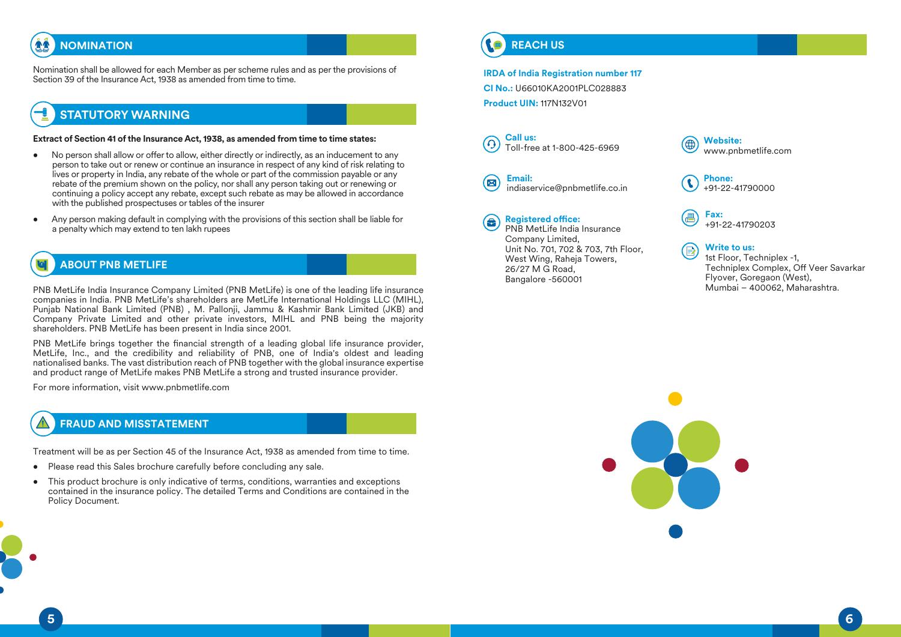## NOMINATION

Nomination shall be allowed for each Member as per scheme rules and as per the provisions of Section 39 of the Insurance Act, 1938 as amended from time to time.

## STATUTORY WARNING

**Extract of Section 41 of the Insurance Act, 1938, as amended from time to time states:**

- No person shall allow or offer to allow, either directly or indirectly, as an inducement to any person to take out or renew or continue an insurance in respect of any kind of risk relating to lives or property in India, any rebate of the whole or part of the commission payable or any rebate of the premium shown on the policy, nor shall any person taking out or renewing or continuing a policy accept any rebate, except such rebate as may be allowed in accordance with the published prospectuses or tables of the insurer
- Any person making default in complying with the provisions of this section shall be liable for a penalty which may extend to ten lakh rupees

## ABOUT PNB METLIFE

PNB MetLife India Insurance Company Limited (PNB MetLife) is one of the leading life insurance companies in India. PNB MetLife's shareholders are MetLife International Holdings LLC (MIHL), Punjab National Bank Limited (PNB) , M. Pallonji, Jammu & Kashmir Bank Limited (JKB) and Company Private Limited and other private investors, MIHL and PNB being the majority shareholders. PNB MetLife has been present in India since 2001.

PNB MetLife brings together the financial strength of a leading global life insurance provider, MetLife, Inc., and the credibility and reliability of PNB, one of India's oldest and leading nationalised banks. The vast distribution reach of PNB together with the global insurance expertise and product range of MetLife makes PNB MetLife a strong and trusted insurance provider.

For more information, visit www.pnbmetlife.com

## FRAUD AND MISSTATEMENT

Treatment will be as per Section 45 of the Insurance Act, 1938 as amended from time to time.

- Please read this Sales brochure carefully before concluding any sale.
- This product brochure is only indicative of terms, conditions, warranties and exceptions contained in the insurance policy. The detailed Terms and Conditions are contained in the Policy Document.

## REACH US

**IRDA of India Registration number 117**

**CI No.:** U66010KA2001PLC028883

**Product UIN:** 117N132V01

**Call us:**
Toll-free at 1-800-425-6969

**Email:**
indiaservice@pnbmetlife.co.in

**Registered office:**
PNB MetLife India Insurance Company Limited,
Unit No. 701, 702 & 703, 7th Floor,
West Wing, Raheja Towers,
26/27 M G Road,
Bangalore -560001

**Website:**
www.pnbmetlife.com

**Phone:**
+91-22-41790000

**Fax:**
+91-22-41790203

**Write to us:**
1st Floor, Techniplex -1,
Techniplex Complex, Off Veer Savarkar Flyover, Goregaon (West),
Mumbai – 400062, Maharashtra.